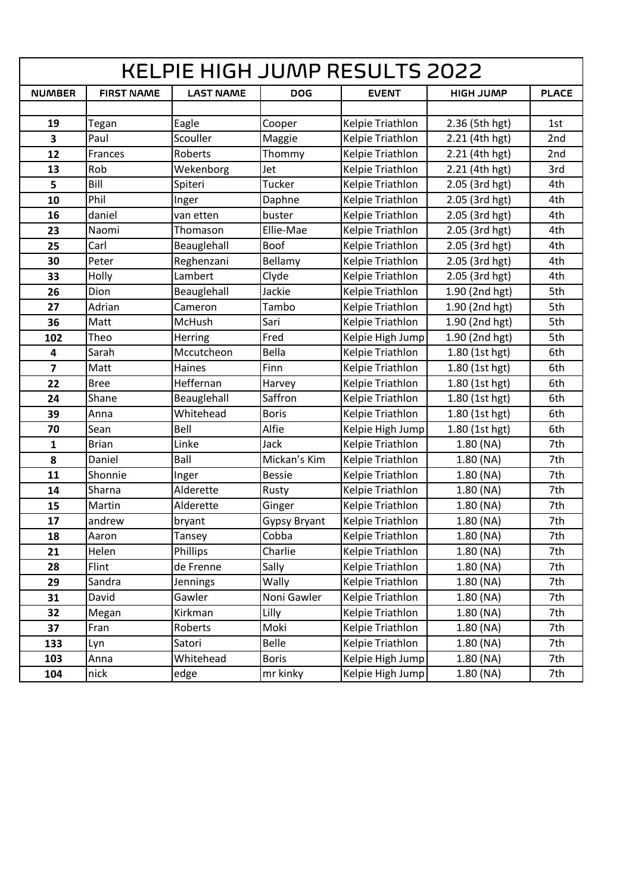# KELPIE HIGH JUMP RESULTS 2022

| NUMBER | FIRST NAME | LAST NAME | DOG | EVENT | HIGH JUMP | PLACE |
|---|---|---|---|---|---|---|
| | | | | | | |
| 19 | Tegan | Eagle | Cooper | Kelpie Triathlon | 2.36 (5th hgt) | 1st |
| 3 | Paul | Scouller | Maggie | Kelpie Triathlon | 2.21 (4th hgt) | 2nd |
| 12 | Frances | Roberts | Thommy | Kelpie Triathlon | 2.21 (4th hgt) | 2nd |
| 13 | Rob | Wekenborg | Jet | Kelpie Triathlon | 2.21 (4th hgt) | 3rd |
| 5 | Bill | Spiteri | Tucker | Kelpie Triathlon | 2.05 (3rd hgt) | 4th |
| 10 | Phil | Inger | Daphne | Kelpie Triathlon | 2.05 (3rd hgt) | 4th |
| 16 | daniel | van etten | buster | Kelpie Triathlon | 2.05 (3rd hgt) | 4th |
| 23 | Naomi | Thomason | Ellie-Mae | Kelpie Triathlon | 2.05 (3rd hgt) | 4th |
| 25 | Carl | Beauglehall | Boof | Kelpie Triathlon | 2.05 (3rd hgt) | 4th |
| 30 | Peter | Reghenzani | Bellamy | Kelpie Triathlon | 2.05 (3rd hgt) | 4th |
| 33 | Holly | Lambert | Clyde | Kelpie Triathlon | 2.05 (3rd hgt) | 4th |
| 26 | Dion | Beauglehall | Jackie | Kelpie Triathlon | 1.90 (2nd hgt) | 5th |
| 27 | Adrian | Cameron | Tambo | Kelpie Triathlon | 1.90 (2nd hgt) | 5th |
| 36 | Matt | McHush | Sari | Kelpie Triathlon | 1.90 (2nd hgt) | 5th |
| 102 | Theo | Herring | Fred | Kelpie High Jump | 1.90 (2nd hgt) | 5th |
| 4 | Sarah | Mccutcheon | Bella | Kelpie Triathlon | 1.80 (1st hgt) | 6th |
| 7 | Matt | Haines | Finn | Kelpie Triathlon | 1.80 (1st hgt) | 6th |
| 22 | Bree | Heffernan | Harvey | Kelpie Triathlon | 1.80 (1st hgt) | 6th |
| 24 | Shane | Beauglehall | Saffron | Kelpie Triathlon | 1.80 (1st hgt) | 6th |
| 39 | Anna | Whitehead | Boris | Kelpie Triathlon | 1.80 (1st hgt) | 6th |
| 70 | Sean | Bell | Alfie | Kelpie High Jump | 1.80 (1st hgt) | 6th |
| 1 | Brian | Linke | Jack | Kelpie Triathlon | 1.80 (NA) | 7th |
| 8 | Daniel | Ball | Mickan's Kim | Kelpie Triathlon | 1.80 (NA) | 7th |
| 11 | Shonnie | Inger | Bessie | Kelpie Triathlon | 1.80 (NA) | 7th |
| 14 | Sharna | Alderette | Rusty | Kelpie Triathlon | 1.80 (NA) | 7th |
| 15 | Martin | Alderette | Ginger | Kelpie Triathlon | 1.80 (NA) | 7th |
| 17 | andrew | bryant | Gypsy Bryant | Kelpie Triathlon | 1.80 (NA) | 7th |
| 18 | Aaron | Tansey | Cobba | Kelpie Triathlon | 1.80 (NA) | 7th |
| 21 | Helen | Phillips | Charlie | Kelpie Triathlon | 1.80 (NA) | 7th |
| 28 | Flint | de Frenne | Sally | Kelpie Triathlon | 1.80 (NA) | 7th |
| 29 | Sandra | Jennings | Wally | Kelpie Triathlon | 1.80 (NA) | 7th |
| 31 | David | Gawler | Noni Gawler | Kelpie Triathlon | 1.80 (NA) | 7th |
| 32 | Megan | Kirkman | Lilly | Kelpie Triathlon | 1.80 (NA) | 7th |
| 37 | Fran | Roberts | Moki | Kelpie Triathlon | 1.80 (NA) | 7th |
| 133 | Lyn | Satori | Belle | Kelpie Triathlon | 1.80 (NA) | 7th |
| 103 | Anna | Whitehead | Boris | Kelpie High Jump | 1.80 (NA) | 7th |
| 104 | nick | edge | mr kinky | Kelpie High Jump | 1.80 (NA) | 7th |